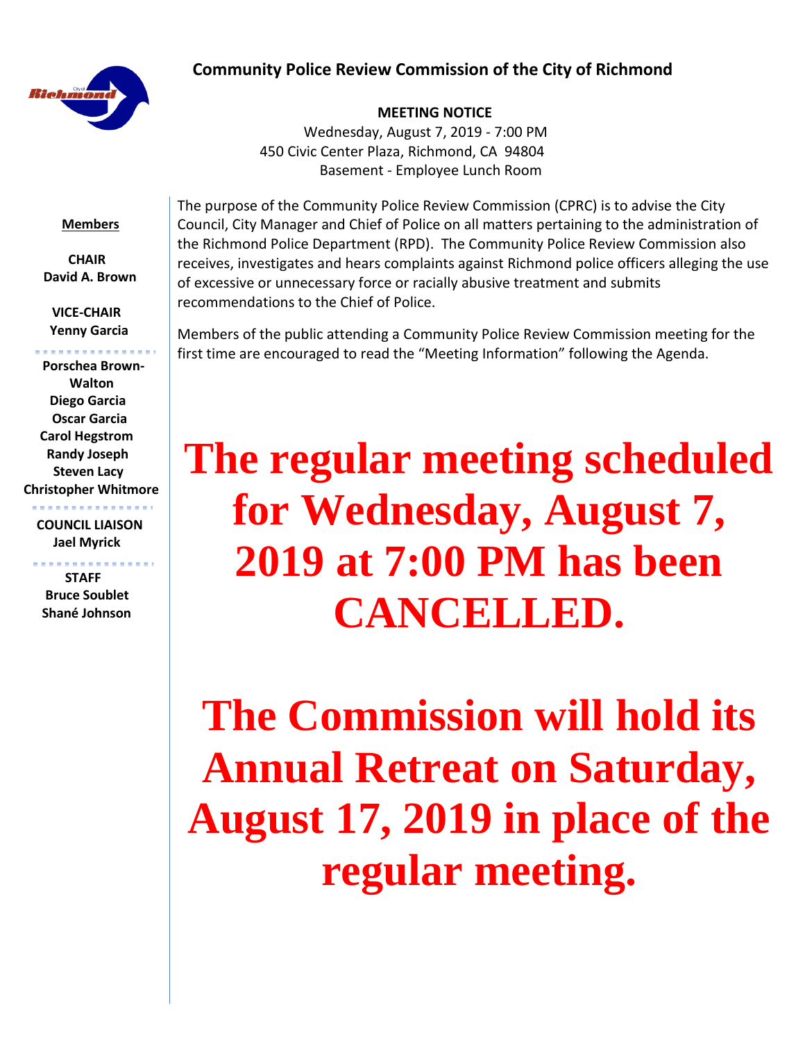# Community Police Review Commission of the City of Richmond

**MEETING NOTICE**

Wednesday, August 7, 2019 - 7:00 PM
450 Civic Center Plaza, Richmond, CA 94804
Basement - Employee Lunch Room

**Members**

**CHAIR**
**David A. Brown**

**VICE-CHAIR**
**Yenny Garcia**

**Porschea Brown-Walton**
**Diego Garcia**
**Oscar Garcia**
**Carol Hegstrom**
**Randy Joseph**
**Steven Lacy**
**Christopher Whitmore**

**COUNCIL LIAISON**
**Jael Myrick**

**STAFF**
**Bruce Soublet**
**Shané Johnson**

The purpose of the Community Police Review Commission (CPRC) is to advise the City Council, City Manager and Chief of Police on all matters pertaining to the administration of the Richmond Police Department (RPD). The Community Police Review Commission also receives, investigates and hears complaints against Richmond police officers alleging the use of excessive or unnecessary force or racially abusive treatment and submits recommendations to the Chief of Police.

Members of the public attending a Community Police Review Commission meeting for the first time are encouraged to read the "Meeting Information" following the Agenda.

**The regular meeting scheduled for Wednesday, August 7, 2019 at 7:00 PM has been CANCELLED.**

**The Commission will hold its Annual Retreat on Saturday, August 17, 2019 in place of the regular meeting.**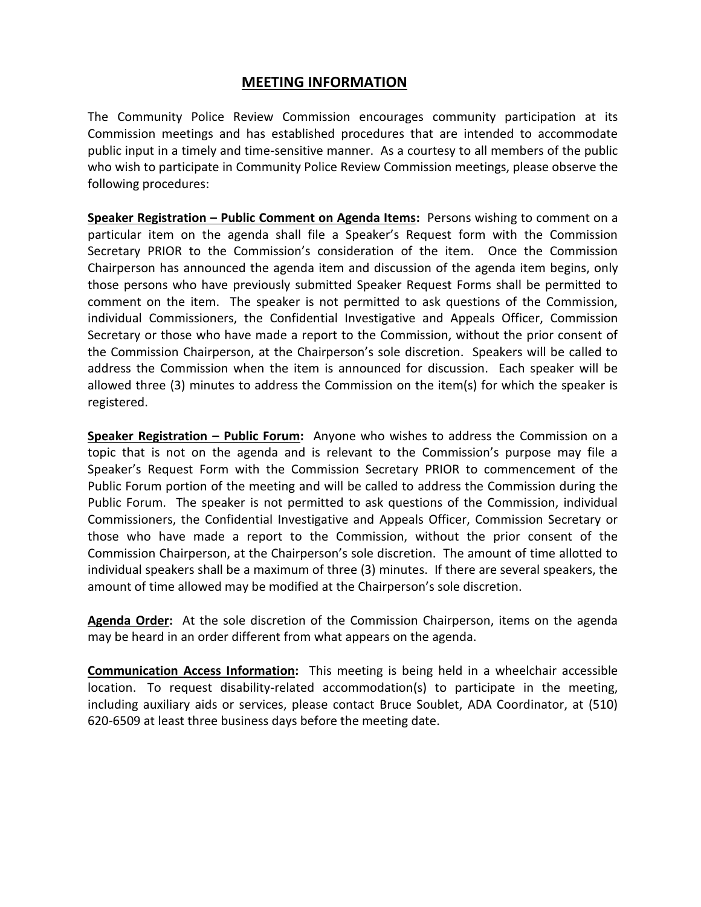## MEETING INFORMATION

The Community Police Review Commission encourages community participation at its Commission meetings and has established procedures that are intended to accommodate public input in a timely and time-sensitive manner. As a courtesy to all members of the public who wish to participate in Community Police Review Commission meetings, please observe the following procedures:

**Speaker Registration – Public Comment on Agenda Items:** Persons wishing to comment on a particular item on the agenda shall file a Speaker's Request form with the Commission Secretary PRIOR to the Commission's consideration of the item. Once the Commission Chairperson has announced the agenda item and discussion of the agenda item begins, only those persons who have previously submitted Speaker Request Forms shall be permitted to comment on the item. The speaker is not permitted to ask questions of the Commission, individual Commissioners, the Confidential Investigative and Appeals Officer, Commission Secretary or those who have made a report to the Commission, without the prior consent of the Commission Chairperson, at the Chairperson's sole discretion. Speakers will be called to address the Commission when the item is announced for discussion. Each speaker will be allowed three (3) minutes to address the Commission on the item(s) for which the speaker is registered.

**Speaker Registration – Public Forum:** Anyone who wishes to address the Commission on a topic that is not on the agenda and is relevant to the Commission's purpose may file a Speaker's Request Form with the Commission Secretary PRIOR to commencement of the Public Forum portion of the meeting and will be called to address the Commission during the Public Forum. The speaker is not permitted to ask questions of the Commission, individual Commissioners, the Confidential Investigative and Appeals Officer, Commission Secretary or those who have made a report to the Commission, without the prior consent of the Commission Chairperson, at the Chairperson's sole discretion. The amount of time allotted to individual speakers shall be a maximum of three (3) minutes. If there are several speakers, the amount of time allowed may be modified at the Chairperson's sole discretion.

**Agenda Order:** At the sole discretion of the Commission Chairperson, items on the agenda may be heard in an order different from what appears on the agenda.

**Communication Access Information:** This meeting is being held in a wheelchair accessible location. To request disability-related accommodation(s) to participate in the meeting, including auxiliary aids or services, please contact Bruce Soublet, ADA Coordinator, at (510) 620-6509 at least three business days before the meeting date.